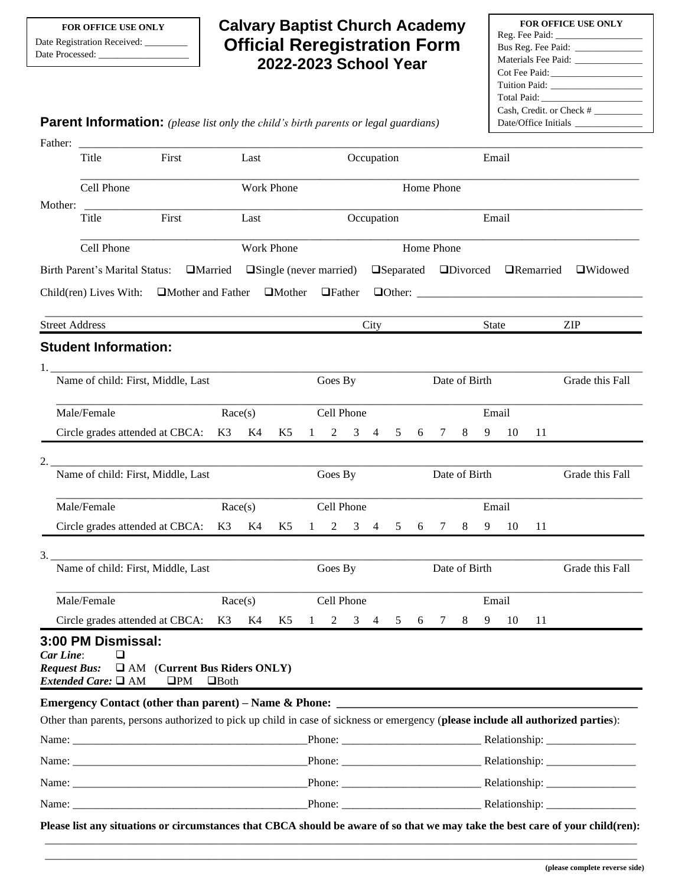**FOR OFFICE USE ONLY**
Date Registration Received: _________
Date Processed: ___________________

# Calvary Baptist Church Academy
# Official Reregistration Form
## 2022-2023 School Year

**FOR OFFICE USE ONLY**
Reg. Fee Paid: ___________________
Bus Reg. Fee Paid: ______________
Materials Fee Paid: ______________
Cot Fee Paid: ___________________
Tuition Paid: ___________________
Total Paid: _____________________
Cash, Credit. or Check # __________
Date/Office Initials ______________

## Parent Information: *(please list only the child's birth parents or legal guardians)*

Father: ________________________________________________________________________________
Title First Last Occupation Email

________________________________________________________________________________
Cell Phone Work Phone Home Phone

Mother: ________________________________________________________________________________
Title First Last Occupation Email

________________________________________________________________________________
Cell Phone Work Phone Home Phone

Birth Parent's Marital Status: ❑Married ❑Single (never married) ❑Separated ❑Divorced ❑Remarried ❑Widowed

Child(ren) Lives With: ❑Mother and Father ❑Mother ❑Father ❑Other: ________________________________

________________________________________________________________________________
Street Address City State ZIP

## Student Information:

1. ________________________________________________________________________________
Name of child: First, Middle, Last Goes By Date of Birth Grade this Fall

________________________________________________________________________________
Male/Female Race(s) Cell Phone Email

Circle grades attended at CBCA: K3 K4 K5 1 2 3 4 5 6 7 8 9 10 11

2. ________________________________________________________________________________
Name of child: First, Middle, Last Goes By Date of Birth Grade this Fall

________________________________________________________________________________
Male/Female Race(s) Cell Phone Email

Circle grades attended at CBCA: K3 K4 K5 1 2 3 4 5 6 7 8 9 10 11

3. ________________________________________________________________________________
Name of child: First, Middle, Last Goes By Date of Birth Grade this Fall

________________________________________________________________________________
Male/Female Race(s) Cell Phone Email

Circle grades attended at CBCA: K3 K4 K5 1 2 3 4 5 6 7 8 9 10 11

## 3:00 PM Dismissal:

***Car Line***: ❑
***Request Bus:*** ❑ AM (**Current Bus Riders ONLY)**
***Extended Care:*** ❑ AM ❑PM ❑Both

**Emergency Contact (other than parent) – Name & Phone: ________________________________________**

Other than parents, persons authorized to pick up child in case of sickness or emergency (**please include all authorized parties**):

Name: ________________________________ Phone: ____________________ Relationship: ______________

Name: ________________________________ Phone: ____________________ Relationship: ______________

Name: ________________________________ Phone: ____________________ Relationship: ______________

Name: ________________________________ Phone: ____________________ Relationship: ______________

**Please list any situations or circumstances that CBCA should be aware of so that we may take the best care of your child(ren):**

________________________________________________________________________________

________________________________________________________________________________

**(please complete reverse side)**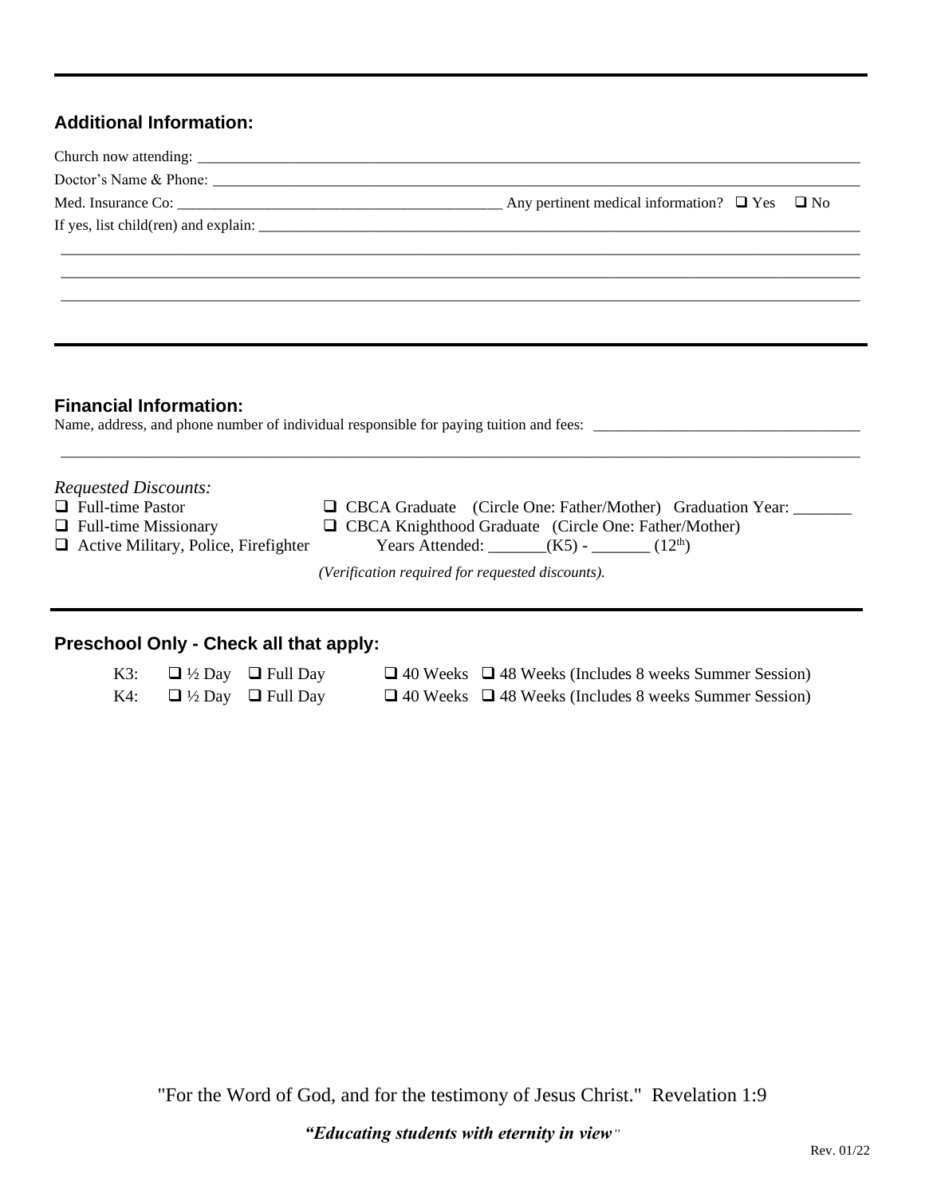## Additional Information:

Church now attending: ______________________________________________________________________________

Doctor's Name & Phone: ____________________________________________________________________________

Med. Insurance Co: ________________________________________ Any pertinent medical information? ❑ Yes ❑ No

If yes, list child(ren) and explain: _________________________________________________________________________

______________________________________________________________________________________________

______________________________________________________________________________________________

______________________________________________________________________________________________

## Financial Information:

Name, address, and phone number of individual responsible for paying tuition and fees: ___________________________________

______________________________________________________________________________________________

*Requested Discounts:*

❑ Full-time Pastor

❑ Full-time Missionary

❑ Active Military, Police, Firefighter

❑ CBCA Graduate (Circle One: Father/Mother) Graduation Year: _______

❑ CBCA Knighthood Graduate (Circle One: Father/Mother)

Years Attended: _______(K5) - _______ (12th)

*(Verification required for requested discounts).*

## Preschool Only - Check all that apply:

K3: ❑ ½ Day ❑ Full Day ❑ 40 Weeks ❑ 48 Weeks (Includes 8 weeks Summer Session)

K4: ❑ ½ Day ❑ Full Day ❑ 40 Weeks ❑ 48 Weeks (Includes 8 weeks Summer Session)

"For the Word of God, and for the testimony of Jesus Christ." Revelation 1:9

***"Educating students with eternity in view"***

Rev. 01/22